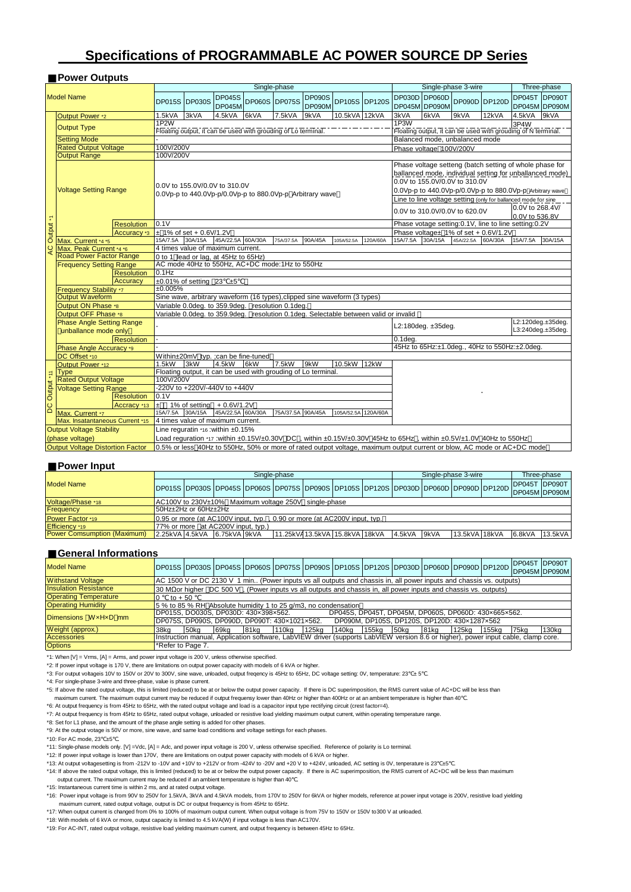# Specifications of PROGRAMMABLE AC POWER SOURCE DP Series

## ■ Power Outputs

| Model Name | | | DP015S | DP030S | DP045S DP045M | DP060S | DP075S | DP090S DP090M | DP105S | DP120S | DP030D DP045M | DP060D DP090M | DP090D | DP120D | DP045T DP045M | DP090T DP090M |
|---|---|---|---|---|---|---|---|---|---|---|---|---|---|---|---|---|
| | | | Single-phase | | | | | | | | Single-phase 3-wire | | | | Three-phase | |
| AC Output *1 | Output Power *2 | | 1.5kVA | 3kVA | 4.5kVA | 6kVA | 7.5kVA | 9kVA | 10.5kVA | 12kVA | 3kVA | 6kVA | 9kVA | 12kVA | 4.5kVA | 9kVA |
| | Output Type | | 1P2W<br>Floating output, it can be used with grounding of Lo terminal. | | | | | | | | 1P3W<br>Floating output, it can be used with grounding of N terminal. | | | | 3P4W | |
| | Setting Mode | | - | | | | | | | | Balanced mode, unbalanced mode | | | | | |
| | Rated Output Voltage | | 100V/200V | | | | | | | | Phase voltage 100V/200V | | | | | |
| | Output Range | | 100V/200V | | | | | | | | | | | | | |
| | Voltage Setting Range | | 0.0V to 155.0V/0.0V to 310.0V<br>0.0Vp-p to 440.0Vp-p/0.0Vp-p to 880.0Vp-p Arbitrary wave | | | | | | | | Phase voltage setteng (batch setting of whole phase for ballanced mode, individual setting for unballanced mode)<br>0.0V to 155.0V/0.0V to 310.0V<br>0.0Vp-p to 440.0Vp-p/0.0Vp-p to 880.0Vp-p Arbitrary wave<br>Line to line voltage setting (only for ballanced mode for sine<br>0.0V to 310.0V/0.0V to 620.0V | | | | 0.0V to 268.4V/ 0.0V to 536.8V | |
| | | Resolution | 0.1V | | | | | | | | Phase votage setting:0.1V, line to line setting:0.2V | | | | | |
| | | Accuracy *3 | ±1% of set + 0.6V/1.2V | | | | | | | | Phase voltage±1% of set + 0.6V/1.2V | | | | | |
| | Max. Current *4 *5 | | 15A/7.5A | 30A/15A | 45A/22.5A | 60A/30A | 75A/37.5A | 90A/45A | 105A/52.5A | 120A/60A | 15A/7.5A | 30A/15A | 45A/22.5A | 60A/30A | 15A/7.5A | 30A/15A |
| | Max. Peak Current *4 *6 | | 4 times value of maximum current. | | | | | | | | | | | | | |
| | Road Power Factor Range | | 0 to 1 lead or lag, at 45Hz to 65Hz) | | | | | | | | | | | | | |
| | Frequency Setting Range | | AC mode 40Hz to 550Hz, AC+DC mode:1Hz to 550Hz | | | | | | | | | | | | | |
| | | Resolution | 0.1Hz | | | | | | | | | | | | | |
| | | Accuracy | ±0.01% of setting 23℃±5℃ | | | | | | | | | | | | | |
| | Frequency Stability *7 | | ±0.005% | | | | | | | | | | | | | |
| | Output Waveform | | Sine wave, arbitrary waveform (16 types),clipped sine waveform (3 types) | | | | | | | | | | | | | |
| | Output ON Phase *8 | | Variable 0.0deg. to 359.9deg. resolution 0.1deg. | | | | | | | | | | | | | |
| | Output OFF Phase *8 | | Variable 0.0deg. to 359.9deg. resolution 0.1deg. Selectable between valid or invalid | | | | | | | | | | | | | |
| | Phase Angle Setting Range (unballance mode only) | | - | | | | | | | | L2:180deg. ±35deg. | | | | L2:120deg.±35deg.<br>L3:240deg.±35deg. | |
| | | Resolution | - | | | | | | | | 0.1deg. | | | | | |
| | Phase Angle Accuracy *9 | | - | | | | | | | | 45Hz to 65Hz:±1.0deg., 40Hz to 550Hz:±2.0deg. | | | | | |
| | DC Offset *10 | | Within±20mV typ. ;can be fine-tuned | | | | | | | | | | | | | |
| DC Output *11 | Output Power *12 | | 1.5kW | 3kW | 4.5kW | 6kW | 7.5kW | 9kW | 10.5kW | 12kW | - | | | | | |
| | Type | | Floating output, it can be used with grounding of Lo terminal. | | | | | | | | | | | | | |
| | Rated Output Voltage | | 100V/200V | | | | | | | | | | | | | |
| | Voltage Setting Range | | -220V to +220V/-440V to +440V | | | | | | | | | | | | | |
| | | Resolution | 0.1V | | | | | | | | | | | | | |
| | | Accracy *13 | ± 1% of setting + 0.6V/1.2V | | | | | | | | | | | | | |
| | Max. Current *7 | | 15A/7.5A | 30A/15A | 45A/22.5A | 60A/30A | 75A/37.5A | 90A/45A | 105A/52.5A | 120A/60A | | | | | | |
| | Max. Insatantaneous Current *15 | | 4 times value of maximum current. | | | | | | | | | | | | | |
| Output Voltage Stability (phase voltage) | | | Line regulation *16 :within ±0.15%<br>Load reguration *17 :within ±0.15V/±0.30V DC, within ±0.15V/±0.30V 45Hz to 65Hz, within ±0.5V/±1.0V 40Hz to 550Hz | | | | | | | | | | | | | |
| Output Voltage Distortion Factor | | | 0.5% or less 40Hz to 550Hz, 50% or more of rated outpot voltage, maximum output current or blow, AC mode or AC+DC mode | | | | | | | | | | | | | |

## ■ Power Input

| Model Name | DP015S | DP030S | DP045S | DP060S | DP075S | DP090S | DP105S | DP120S | DP030D | DP060D | DP090D | DP120D | DP045T DP045M | DP090T DP090M |
|---|---|---|---|---|---|---|---|---|---|---|---|---|---|---|
| | Single-phase | | | | | | | | Single-phase 3-wire | | | | Three-phase | |
| Voltage/Phase *18 | AC100V to 230V±10% Maximum voltage 250V single-phase | | | | | | | | | | | | | |
| Frequency | 50Hz±2Hz or 60Hz±2Hz | | | | | | | | | | | | | |
| Power Factor *19 | 0.95 or more (at AC100V input, typ.), 0.90 or more (at AC200V input, typ.) | | | | | | | | | | | | | |
| Efficiency *19 | 77% or more at AC200V input, typ.) | | | | | | | | | | | | | |
| Power Consumption (Maximum) | 2.25kVA | 4.5kVA | 6.75kVA | 9kVA | 11.25kVA | 13.5kVA | 15.8kVA | 18kVA | 4.5kVA | 9kVA | 13.5kVA | 18kVA | 6.8kVA | 13.5kVA |

## ■ General Informations

| Model Name | DP015S | DP030S | DP045S | DP060S | DP075S | DP090S | DP105S | DP120S | DP030D | DP060D | DP090D | DP120D | DP045T DP045M | DP090T DP090M |
|---|---|---|---|---|---|---|---|---|---|---|---|---|---|---|
| Withstand Voltage | AC 1500 V or DC 2130 V 1 min.. (Power inputs vs all outputs and chassis in, all power inputs and chassis vs. outputs) | | | | | | | | | | | | | |
| Insulation Resistance | 30 MΩ or higher DC 500 V. (Power inputs vs all outputs and chassis in, all power inputs and chassis vs. outputs) | | | | | | | | | | | | | |
| Operating Temperature | 0 ℃ to + 50 ℃ | | | | | | | | | | | | | |
| Operating Humidity | 5 % to 85 % RH Absolute humidity 1 to 25 g/m3, no condensation | | | | | | | | | | | | | |
| Dimensions W×H×D mm | DP015S, DO030S, DP030D: 430×398×562. DP045S, DP045T, DP045M, DP060S, DP060D: 430×665×562.<br>DP075S, DP090S, DP090D, DP090T: 430×1021×562. DP090M, DP105S, DP120S, DP120D: 430×1287×562 | | | | | | | | | | | | | |
| Weight (approx.) | 38kg | 50kg | 69kg | 81kg | 110kg | 125kg | 140kg | 155kg | 50kg | 81kg | 125kg | 155kg | 75kg | 130kg |
| Accessories | Instruction manual, Application software, LabVIEW driver (supports LabVIEW version 8.6 or higher), power input cable, clamp core. | | | | | | | | | | | | | |
| Options | *Refer to Page 7. | | | | | | | | | | | | | |

*1: When [V] = Vrms, [A] = Arms, and power input voltage is 200 V, unless otherwise specified.

*2: If power input voltage is 170 V, there are limitations on output power capacity with models of 6 kVA or higher.

*3: For output voltageis 10V to 150V or 20V to 300V, sine wave, unloaded, output freqency is 45Hz to 65Hz, DC voltage setting: 0V, temperature: 23℃± 5℃.

*4: For single-phase 3-wire and three-phase, value is phase current.

*5: If above the rated output voltage, this is limited (reduced) to be at or below the output power capacity. If there is DC superimposition, the RMS current value of AC+DC will be less than maximum current. The maximum output current may be reduced if output frequency lower than 40Hz or higher than 400Hz or at an ambient temperature is higher than 40℃.

*6: At output frequency is from 45Hz to 65Hz, with the rated output voltage and load is a capacitor input type rectifying circuit (crest factor=4).

*7: At output frequency is from 45Hz to 65Hz, rated output voltage, unloaded or resistive load yielding maximum output current, within operating temperature range.

*8: Set for L1 phase, and the amount of the phase angle setting is added for other phases.

*9: At the output voltage is 50V or more, sine wave, and same load conditions and voltage settings for each phases.

*10: For AC mode, 23℃±5℃.

*11: Single-phase models only. [V] =Vdc, [A] = Adc, and power input voltage is 200 V, unless otherwise specified. Reference of polarity is Lo terminal.

*12: If power input voltage is lower than 170V, there are limitations on output power capacity with models of 6 kVA or higher.

*13: At output voltagesetting is from -212V to -10V and +10V to +212V or from -424V to -20V and +20 V to +424V, unloaded, AC setting is 0V, tenperature is 23℃±5℃.

*14: If above the rated output voltage, this is limited (reduced) to be at or below the output power capacity. If there is AC superimposition, the RMS current of AC+DC will be less than maximum output current. The maximum current may be reduced if an ambient temperature is higher than 40℃.

*15: Instantaneous current time is within 2 ms, and at rated output voltage.

*16: Power input voltage is from 90V to 250V for 1.5kVA, 3kVA and 4.5kVA models, from 170V to 250V for 6kVA or higher models, reference at power input votage is 200V, resistive load yielding maximum current, rated output voltage, output is DC or output frequency is from 45Hz to 65Hz.

*17: When output current is changed from 0% to 100% of maximum output current. When output voltage is from 75V to 150V or 150V to300 V at unloaded.

*18: With models of 6 kVA or more, output capacity is limited to 4.5 kVA(W) if input voltage is less than AC170V.

*19: For AC-INT, rated output voltage, resistive load yielding maximum current, and output frequency is between 45Hz to 65Hz.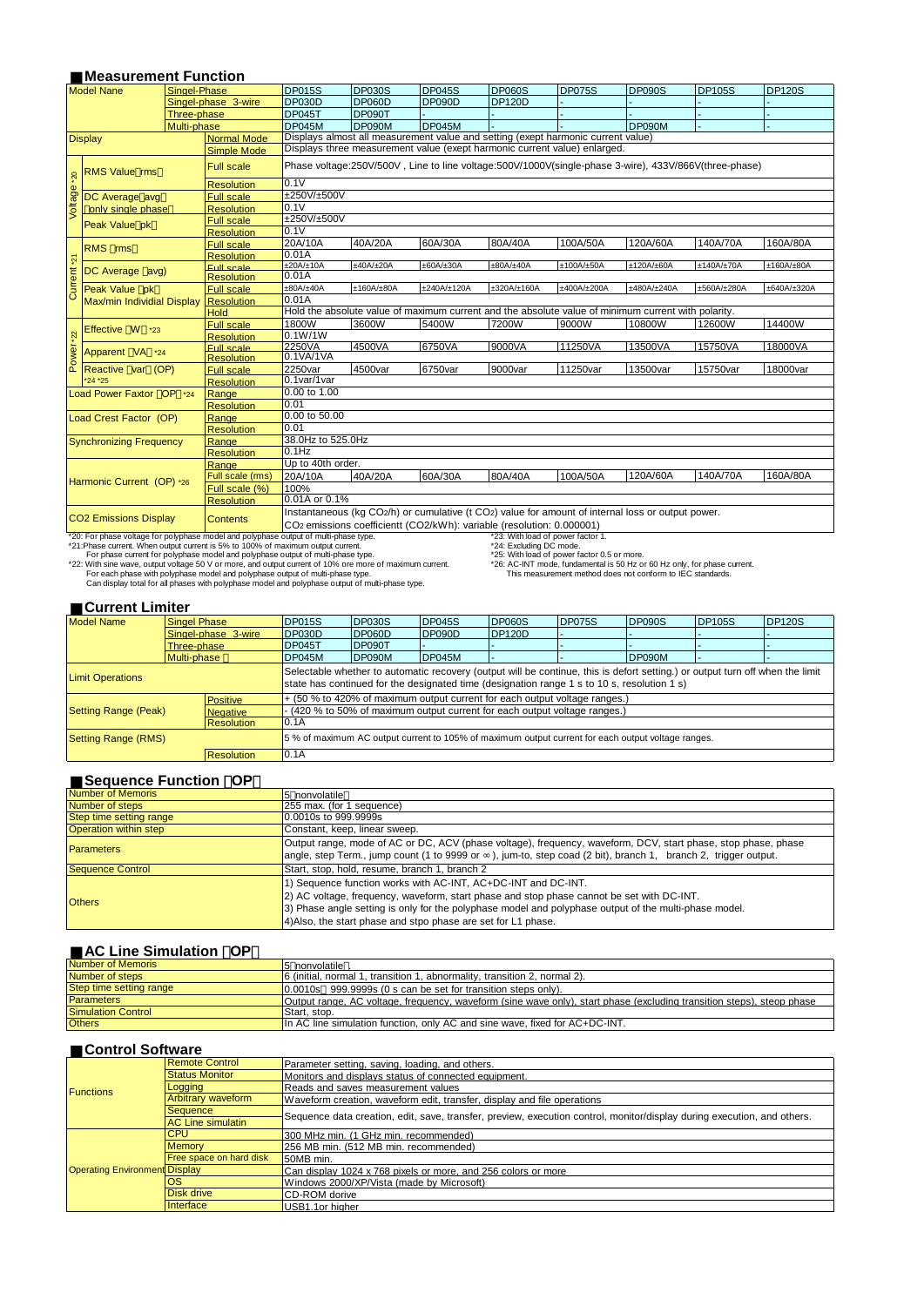## ■Measurement Function

| Model Name | | | DP015S | DP030S | DP045S | DP060S | DP075S | DP090S | DP105S | DP120S |
|---|---|---|---|---|---|---|---|---|---|---|
| | Singel-Phase | | DP015S | DP030S | DP045S | DP060S | DP075S | DP090S | DP105S | DP120S |
| | Singel-phase 3-wire | | DP030D | DP060D | DP090D | DP120D | - | - | - | - |
| | Three-phase | | DP045T | DP090T | - | - | - | - | - | - |
| | Multi-phase | | DP045M | DP090M | DP045M | - | - | DP090M | - | - |
| Display | | Normal Mode | Displays almost all measurement value and setting (exept harmonic current value) | | | | | | | |
| | | Simple Mode | Displays three measurement value (exept harmonic current value) enlarged. | | | | | | | |
| Voltage *20 | RMS Value（rms） | Full scale | Phase voltage:250V/500V , Line to line voltage:500V/1000V(single-phase 3-wire), 433V/866V(three-phase) | | | | | | | |
| | | Resolution | 0.1V | | | | | | | |
| | DC Average（avg）（only single phase） | Full scale | ±250V/±500V | | | | | | | |
| | | Resolution | 0.1V | | | | | | | |
| | Peak Value（pk） | Full scale | ±250V/±500V | | | | | | | |
| | | Resolution | 0.1V | | | | | | | |
| Current *21 | RMS（rms） | Full scale | 20A/10A | 40A/20A | 60A/30A | 80A/40A | 100A/50A | 120A/60A | 140A/70A | 160A/80A |
| | | Resolution | 0.01A | | | | | | | |
| | DC Average（avg) | Full scale | ±20A/±10A | ±40A/±20A | ±60A/±30A | ±80A/±40A | ±100A/±50A | ±120A/±60A | ±140A/±70A | ±160A/±80A |
| | | Resolution | 0.01A | | | | | | | |
| | Peak Value（pk）Max/min Individial Display | Full scale | ±80A/±40A | ±160A/±80A | ±240A/±120A | ±320A/±160A | ±400A/±200A | ±480A/±240A | ±560A/±280A | ±640A/±320A |
| | | Resolution | 0.01A | | | | | | | |
| | | Hold | Hold the absolute value of maximum current and the absolute value of minimum current with polarity. | | | | | | | |
| Power *22 | Effective（W）*23 | Full scale | 1800W | 3600W | 5400W | 7200W | 9000W | 10800W | 12600W | 14400W |
| | | Resolution | 0.1W/1W | | | | | | | |
| | Apparent（VA）*24 | Full scale | 2250VA | 4500VA | 6750VA | 9000VA | 11250VA | 13500VA | 15750VA | 18000VA |
| | | Resolution | 0.1VA/1VA | | | | | | | |
| | Reactive（var）(OP) *24 *25 | Full scale | 2250var | 4500var | 6750var | 9000var | 11250var | 13500var | 15750var | 18000var |
| | | Resolution | 0.1var/1var | | | | | | | |
| Load Power Faxtor（OP）*24 | | Range | 0.00 to 1.00 | | | | | | | |
| | | Resolution | 0.01 | | | | | | | |
| Load Crest Factor (OP) | | Range | 0.00 to 50.00 | | | | | | | |
| | | Resolution | 0.01 | | | | | | | |
| Synchronizing Frequency | | Range | 38.0Hz to 525.0Hz | | | | | | | |
| | | Resolution | 0.1Hz | | | | | | | |
| Harmonic Current (OP) *26 | | Range | Up to 40th order. | | | | | | | |
| | | Full scale (rms) | 20A/10A | 40A/20A | 60A/30A | 80A/40A | 100A/50A | 120A/60A | 140A/70A | 160A/80A |
| | | Full scale (%) | 100% | | | | | | | |
| | | Resolution | 0.01A or 0.1% | | | | | | | |
| $CO_2$ Emissions Display | | Contents | Instantaneous (kg $CO_2$/h) or cumulative (t $CO_2$) value for amount of internal loss or output power. $CO_2$ emissions coefficientt ($CO_2$/kWh): variable (resolution: 0.000001) | | | | | | | |

*20: For phase voltage for polyphase model and polyphase output of multi-phase type.
*21:Phase current. When output current is 5% to 100% of maximum output current.
For phase current for polyphase model and polyphase output of multi-phase type.
*22: With sine wave, output voltage 50 V or more, and output current of 10% ore more of maximum current.
For each phase with polyphase model and polyphase output of multi-phase type.
Can display total for all phases with polyphase model and polyphase output of multi-phase type.
*23: With load of power factor 1.
*24: Excluding DC mode.
*25: With load of power factor 0.5 or more.
*26: AC-INT mode, fundamental is 50 Hz or 60 Hz only, for phase current.
This measurement method does not conform to IEC standards.

## ■Current Limiter

| Model Name | | | DP015S | DP030S | DP045S | DP060S | DP075S | DP090S | DP105S | DP120S |
|---|---|---|---|---|---|---|---|---|---|---|
| | Singel Phase | | DP015S | DP030S | DP045S | DP060S | DP075S | DP090S | DP105S | DP120S |
| | Singel-phase 3-wire | | DP030D | DP060D | DP090D | DP120D | - | - | - | - |
| | Three-phase | | DP045T | DP090T | - | - | - | - | - | - |
| | Multi-phase | | DP045M | DP090M | DP045M | - | - | DP090M | - | - |
| Limit Operations | | | Selectable whether to automatic recovery (output will be continue, this is defort setting.) or output turn off when the limit state has continued for the designated time (designation range 1 s to 10 s, resolution 1 s) | | | | | | | |
| Setting Range (Peak) | | Positive | + (50 % to 420% of maximum output current for each output voltage ranges.) | | | | | | | |
| | | Negative | - (420 % to 50% of maximum output current for each output voltage ranges.) | | | | | | | |
| | | Resolution | 0.1A | | | | | | | |
| Setting Range (RMS) | | | 5 % of maximum AC output current to 105% of maximum output current for each output voltage ranges. | | | | | | | |
| | | Resolution | 0.1A | | | | | | | |

## ■Sequence Function（OP）

| Item | Specification |
|---|---|
| Number of Memoris | 5（nonvolatile） |
| Number of steps | 255 max. (for 1 sequence) |
| Step time setting range | 0.0010s to 999.9999s |
| Operation within step | Constant, keep, linear sweep. |
| Parameters | Output range, mode of AC or DC, ACV (phase voltage), frequency, waveform, DCV, start phase, stop phase, phase angle, step Term., jump count (1 to 9999 or ∞), jum-to, step coad (2 bit), branch 1, branch 2, trigger output. |
| Sequence Control | Start, stop, hold, resume, branch 1, branch 2 |
| Others | 1) Sequence function works with AC-INT, AC+DC-INT and DC-INT.<br>2) AC voltage, frequency, waveform, start phase and stop phase cannot be set with DC-INT.<br>3) Phase angle setting is only for the polyphase model and polyphase output of the multi-phase model.<br>4)Also, the start phase and stpo phase are set for L1 phase. |

## ■AC Line Simulation（OP）

| Item | Specification |
|---|---|
| Number of Memoris | 5（nonvolatile） |
| Number of steps | 6 (initial, normal 1, transition 1, abnormality, transition 2, normal 2). |
| Step time setting range | 0.0010s～999.9999s (0 s can be set for transition steps only). |
| Parameters | Output range, AC voltage, frequency, waveform (sine wave only), start phase (excluding transition steps), steop phase |
| Simulation Control | Start, stop. |
| Others | In AC line simulation function, only AC and sine wave, fixed for AC+DC-INT. |

## ■Control Software

| | | |
|---|---|---|
| Functions | Remote Control | Parameter setting, saving, loading, and others. |
| | Status Monitor | Monitors and displays status of connected equipment. |
| | Logging | Reads and saves measurement values |
| | Arbitrary waveform | Waveform creation, waveform edit, transfer, display and file operations |
| | Sequence | Sequence data creation, edit, save, transfer, preview, execution control, monitor/display during execution, and others. |
| | AC Line simulatin | |
| Operating Environment | CPU | 300 MHz min. (1 GHz min. recommended) |
| | Memory | 256 MB min. (512 MB min. recommended) |
| | Free space on hard disk | 50MB min. |
| | Display | Can display 1024 x 768 pixels or more, and 256 colors or more |
| | OS | Windows 2000/XP/Vista (made by Microsoft) |
| | Disk drive | CD-ROM dorive |
| | Interface | USB1.1or higher |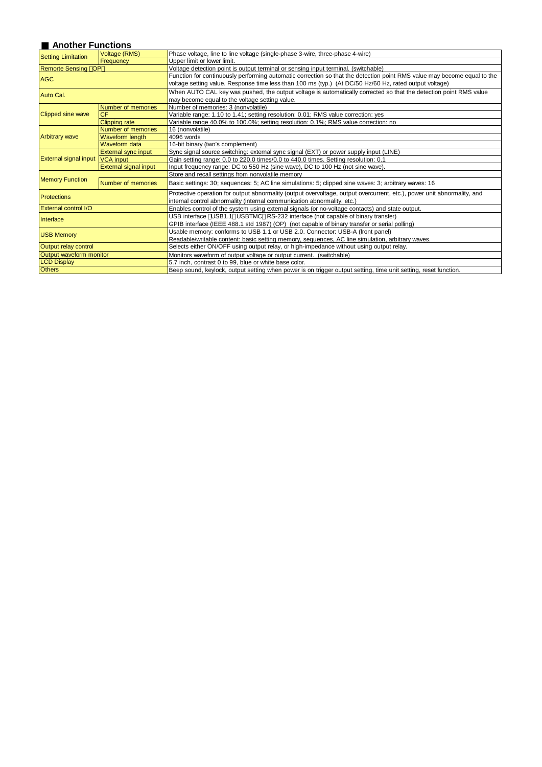## ■ Another Functions

| | | |
|---|---|---|
| Setting Limitation | Voltage (RMS) | Phase voltage, line to line voltage (single-phase 3-wire, three-phase 4-wire) |
| | Frequency | Upper limit or lower limit. |
| Remorte Sensing （OP） | | Voltage detection point is output terminal or sensing input terminal. (switchable) |
| AGC | | Function for continuously performing automatic correction so that the detection point RMS value may become equal to the voltage setting value. Response time less than 100 ms (typ.) (At DC/50 Hz/60 Hz, rated output voltage) |
| Auto Cal. | | When AUTO CAL key was pushed, the output voltage is automatically corrected so that the detection point RMS value may become equal to the voltage setting value. |
| Clipped sine wave | Number of memories | Number of memories: 3 (nonvolatile) |
| | CF | Variable range: 1.10 to 1.41; setting resolution: 0.01; RMS value correction: yes |
| | Clipping rate | Variable range 40.0% to 100.0%; setting resolution: 0.1%; RMS value correction: no |
| Arbitrary wave | Number of memories | 16 (nonvolatile) |
| | Waveform length | 4096 words |
| | Waveform data | 16-bit binary (two's complement) |
| External signal input | External sync input | Sync signal source switching: external sync signal (EXT) or power supply input (LINE) |
| | VCA input | Gain setting range: 0.0 to 220.0 times/0.0 to 440.0 times. Setting resolution: 0.1 |
| | External signal input | Input frequency range: DC to 550 Hz (sine wave), DC to 100 Hz (not sine wave). |
| Memory Function | | Store and recall settings from nonvolatile memory |
| | Number of memories | Basic settings: 30; sequences: 5; AC line simulations: 5; clipped sine waves: 3; arbitrary waves: 16 |
| Protections | | Protective operation for output abnormality (output overvoltage, output overcurrent, etc.), power unit abnormality, and internal control abnormality (internal communication abnormality, etc.) |
| External control I/O | | Enables control of the system using external signals (or no-voltage contacts) and state output. |
| Interface | | USB interface （USB1.1，USBTMC）RS-232 interface (not capable of binary transfer) GPIB interface (IEEE 488.1 std 1987) (OP) (not capable of binary transfer or serial polling) |
| USB Memory | | Usable memory: conforms to USB 1.1 or USB 2.0. Connector: USB-A (front panel) Readable/writable content: basic setting memory, sequences, AC line simulation, arbitrary waves. |
| Output relay control | | Selects either ON/OFF using output relay, or high-impedance without using output relay. |
| Output waveform monitor | | Monitors waveform of output voltage or output current. (switchable) |
| LCD Display | | 5.7 inch, contrast 0 to 99, blue or white base color. |
| Others | | Beep sound, keylock, output setting when power is on trigger output setting, time unit setting, reset function. |